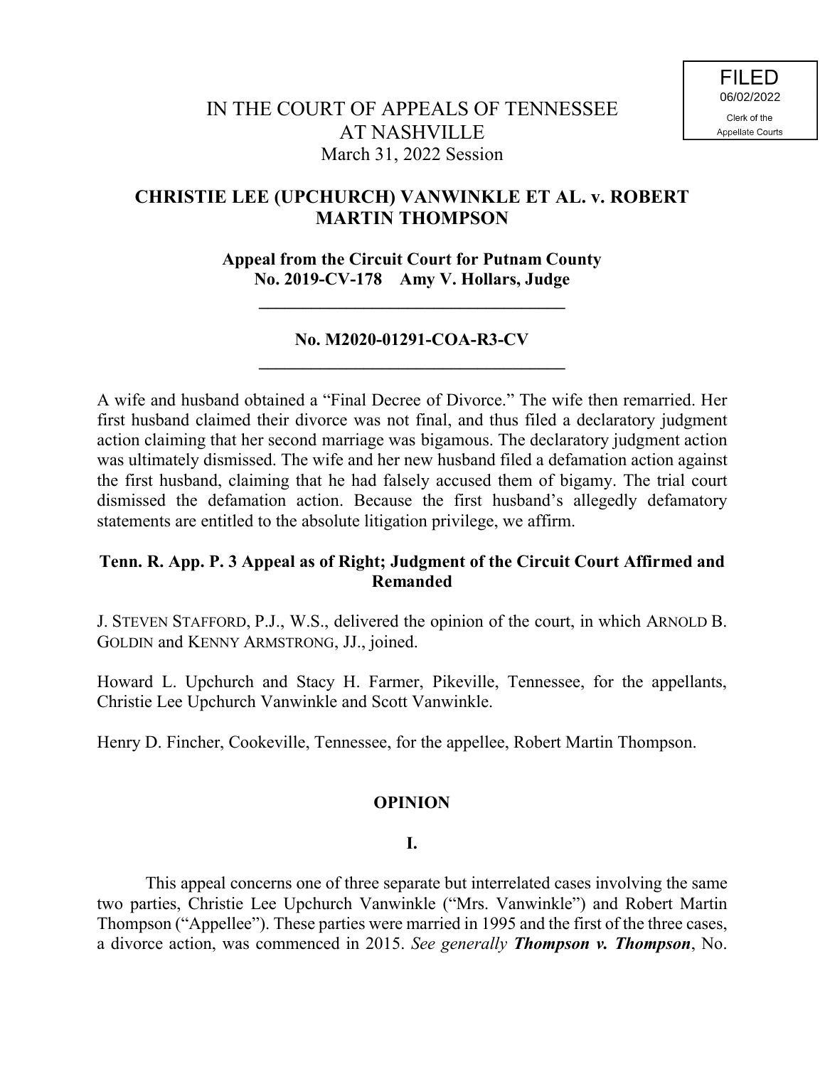FILED
06/02/2022
Clerk of the
Appellate Courts

IN THE COURT OF APPEALS OF TENNESSEE
AT NASHVILLE
March 31, 2022 Session

**CHRISTIE LEE (UPCHURCH) VANWINKLE ET AL. v. ROBERT MARTIN THOMPSON**

**Appeal from the Circuit Court for Putnam County**
**No. 2019-CV-178 Amy V. Hollars, Judge**

---

**No. M2020-01291-COA-R3-CV**

---

A wife and husband obtained a "Final Decree of Divorce." The wife then remarried. Her first husband claimed their divorce was not final, and thus filed a declaratory judgment action claiming that her second marriage was bigamous. The declaratory judgment action was ultimately dismissed. The wife and her new husband filed a defamation action against the first husband, claiming that he had falsely accused them of bigamy. The trial court dismissed the defamation action. Because the first husband's allegedly defamatory statements are entitled to the absolute litigation privilege, we affirm.

**Tenn. R. App. P. 3 Appeal as of Right; Judgment of the Circuit Court Affirmed and Remanded**

J. STEVEN STAFFORD, P.J., W.S., delivered the opinion of the court, in which ARNOLD B. GOLDIN and KENNY ARMSTRONG, JJ., joined.

Howard L. Upchurch and Stacy H. Farmer, Pikeville, Tennessee, for the appellants, Christie Lee Upchurch Vanwinkle and Scott Vanwinkle.

Henry D. Fincher, Cookeville, Tennessee, for the appellee, Robert Martin Thompson.

## OPINION

### I.

This appeal concerns one of three separate but interrelated cases involving the same two parties, Christie Lee Upchurch Vanwinkle ("Mrs. Vanwinkle") and Robert Martin Thompson ("Appellee"). These parties were married in 1995 and the first of the three cases, a divorce action, was commenced in 2015. *See generally* ***Thompson v. Thompson***, No.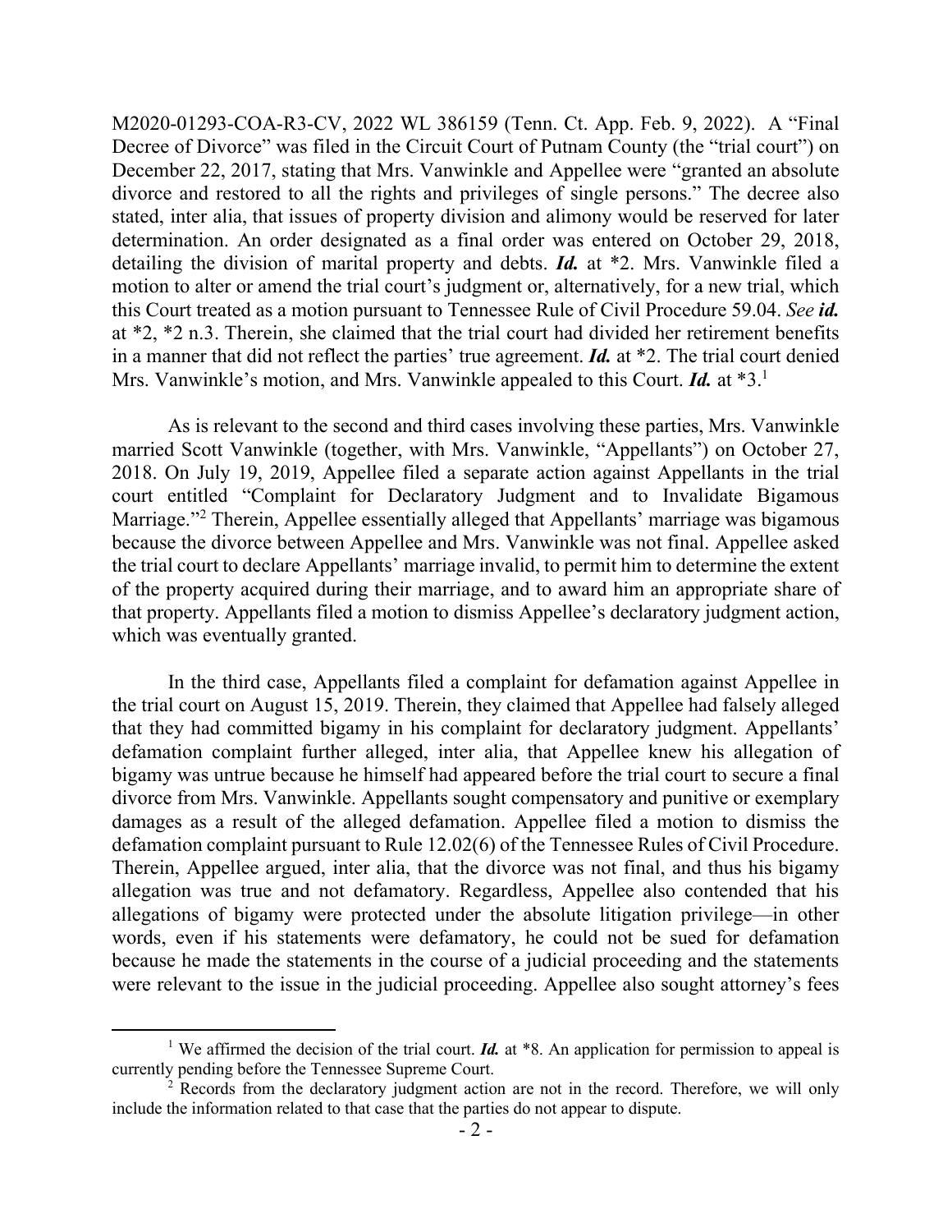M2020-01293-COA-R3-CV, 2022 WL 386159 (Tenn. Ct. App. Feb. 9, 2022). A "Final Decree of Divorce" was filed in the Circuit Court of Putnam County (the "trial court") on December 22, 2017, stating that Mrs. Vanwinkle and Appellee were "granted an absolute divorce and restored to all the rights and privileges of single persons." The decree also stated, inter alia, that issues of property division and alimony would be reserved for later determination. An order designated as a final order was entered on October 29, 2018, detailing the division of marital property and debts. ***Id.*** at \*2. Mrs. Vanwinkle filed a motion to alter or amend the trial court's judgment or, alternatively, for a new trial, which this Court treated as a motion pursuant to Tennessee Rule of Civil Procedure 59.04. *See* ***id.*** at \*2, \*2 n.3. Therein, she claimed that the trial court had divided her retirement benefits in a manner that did not reflect the parties' true agreement. ***Id.*** at \*2. The trial court denied Mrs. Vanwinkle's motion, and Mrs. Vanwinkle appealed to this Court. ***Id.*** at \*3.[1]

As is relevant to the second and third cases involving these parties, Mrs. Vanwinkle married Scott Vanwinkle (together, with Mrs. Vanwinkle, "Appellants") on October 27, 2018. On July 19, 2019, Appellee filed a separate action against Appellants in the trial court entitled "Complaint for Declaratory Judgment and to Invalidate Bigamous Marriage."[2] Therein, Appellee essentially alleged that Appellants' marriage was bigamous because the divorce between Appellee and Mrs. Vanwinkle was not final. Appellee asked the trial court to declare Appellants' marriage invalid, to permit him to determine the extent of the property acquired during their marriage, and to award him an appropriate share of that property. Appellants filed a motion to dismiss Appellee's declaratory judgment action, which was eventually granted.

In the third case, Appellants filed a complaint for defamation against Appellee in the trial court on August 15, 2019. Therein, they claimed that Appellee had falsely alleged that they had committed bigamy in his complaint for declaratory judgment. Appellants' defamation complaint further alleged, inter alia, that Appellee knew his allegation of bigamy was untrue because he himself had appeared before the trial court to secure a final divorce from Mrs. Vanwinkle. Appellants sought compensatory and punitive or exemplary damages as a result of the alleged defamation. Appellee filed a motion to dismiss the defamation complaint pursuant to Rule 12.02(6) of the Tennessee Rules of Civil Procedure. Therein, Appellee argued, inter alia, that the divorce was not final, and thus his bigamy allegation was true and not defamatory. Regardless, Appellee also contended that his allegations of bigamy were protected under the absolute litigation privilege—in other words, even if his statements were defamatory, he could not be sued for defamation because he made the statements in the course of a judicial proceeding and the statements were relevant to the issue in the judicial proceeding. Appellee also sought attorney's fees

---

[1] We affirmed the decision of the trial court. ***Id.*** at \*8. An application for permission to appeal is currently pending before the Tennessee Supreme Court.

[2] Records from the declaratory judgment action are not in the record. Therefore, we will only include the information related to that case that the parties do not appear to dispute.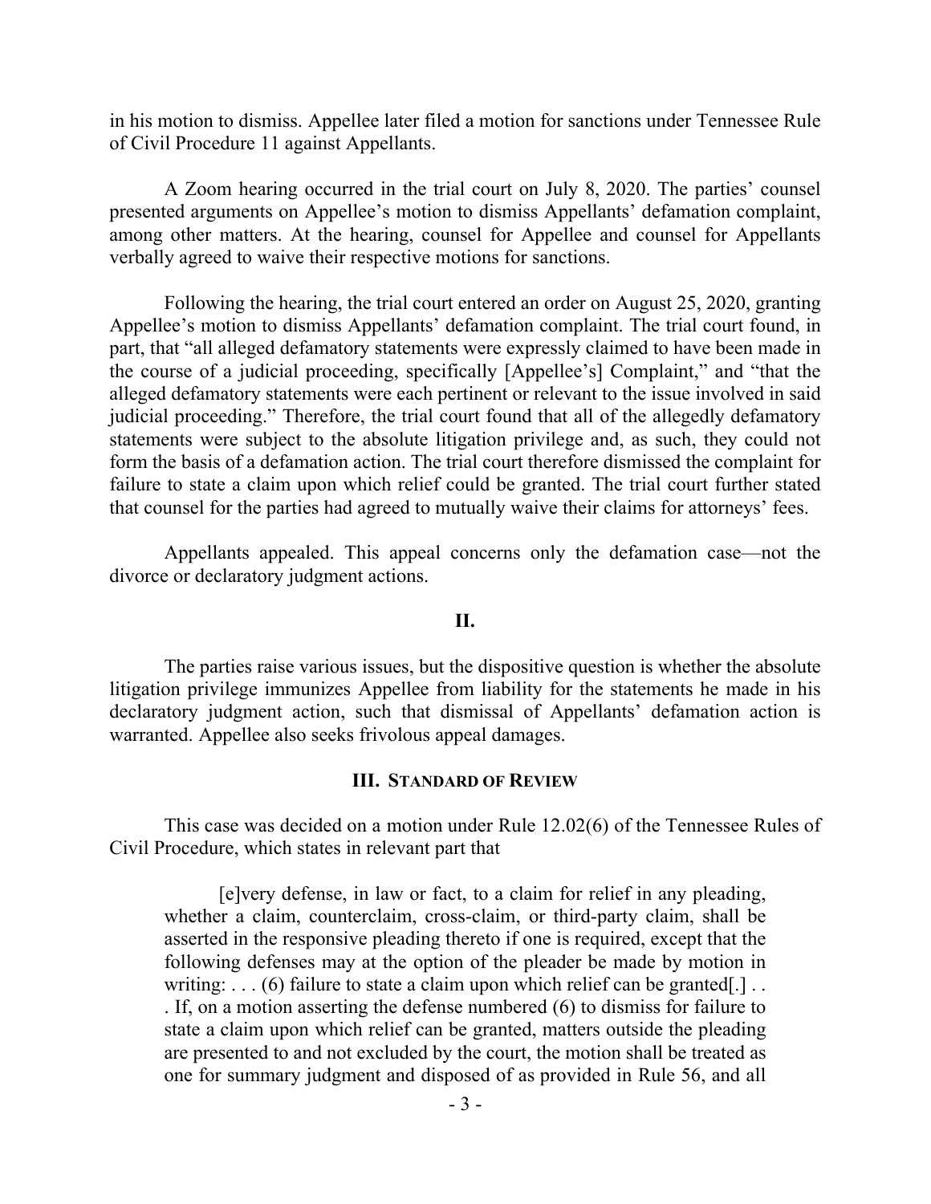in his motion to dismiss. Appellee later filed a motion for sanctions under Tennessee Rule of Civil Procedure 11 against Appellants.

A Zoom hearing occurred in the trial court on July 8, 2020. The parties' counsel presented arguments on Appellee's motion to dismiss Appellants' defamation complaint, among other matters. At the hearing, counsel for Appellee and counsel for Appellants verbally agreed to waive their respective motions for sanctions.

Following the hearing, the trial court entered an order on August 25, 2020, granting Appellee's motion to dismiss Appellants' defamation complaint. The trial court found, in part, that "all alleged defamatory statements were expressly claimed to have been made in the course of a judicial proceeding, specifically [Appellee's] Complaint," and "that the alleged defamatory statements were each pertinent or relevant to the issue involved in said judicial proceeding." Therefore, the trial court found that all of the allegedly defamatory statements were subject to the absolute litigation privilege and, as such, they could not form the basis of a defamation action. The trial court therefore dismissed the complaint for failure to state a claim upon which relief could be granted. The trial court further stated that counsel for the parties had agreed to mutually waive their claims for attorneys' fees.

Appellants appealed. This appeal concerns only the defamation case—not the divorce or declaratory judgment actions.

## II.

The parties raise various issues, but the dispositive question is whether the absolute litigation privilege immunizes Appellee from liability for the statements he made in his declaratory judgment action, such that dismissal of Appellants' defamation action is warranted. Appellee also seeks frivolous appeal damages.

## III. Standard of Review

This case was decided on a motion under Rule 12.02(6) of the Tennessee Rules of Civil Procedure, which states in relevant part that

> [e]very defense, in law or fact, to a claim for relief in any pleading, whether a claim, counterclaim, cross-claim, or third-party claim, shall be asserted in the responsive pleading thereto if one is required, except that the following defenses may at the option of the pleader be made by motion in writing: . . . (6) failure to state a claim upon which relief can be granted[.] . . . If, on a motion asserting the defense numbered (6) to dismiss for failure to state a claim upon which relief can be granted, matters outside the pleading are presented to and not excluded by the court, the motion shall be treated as one for summary judgment and disposed of as provided in Rule 56, and all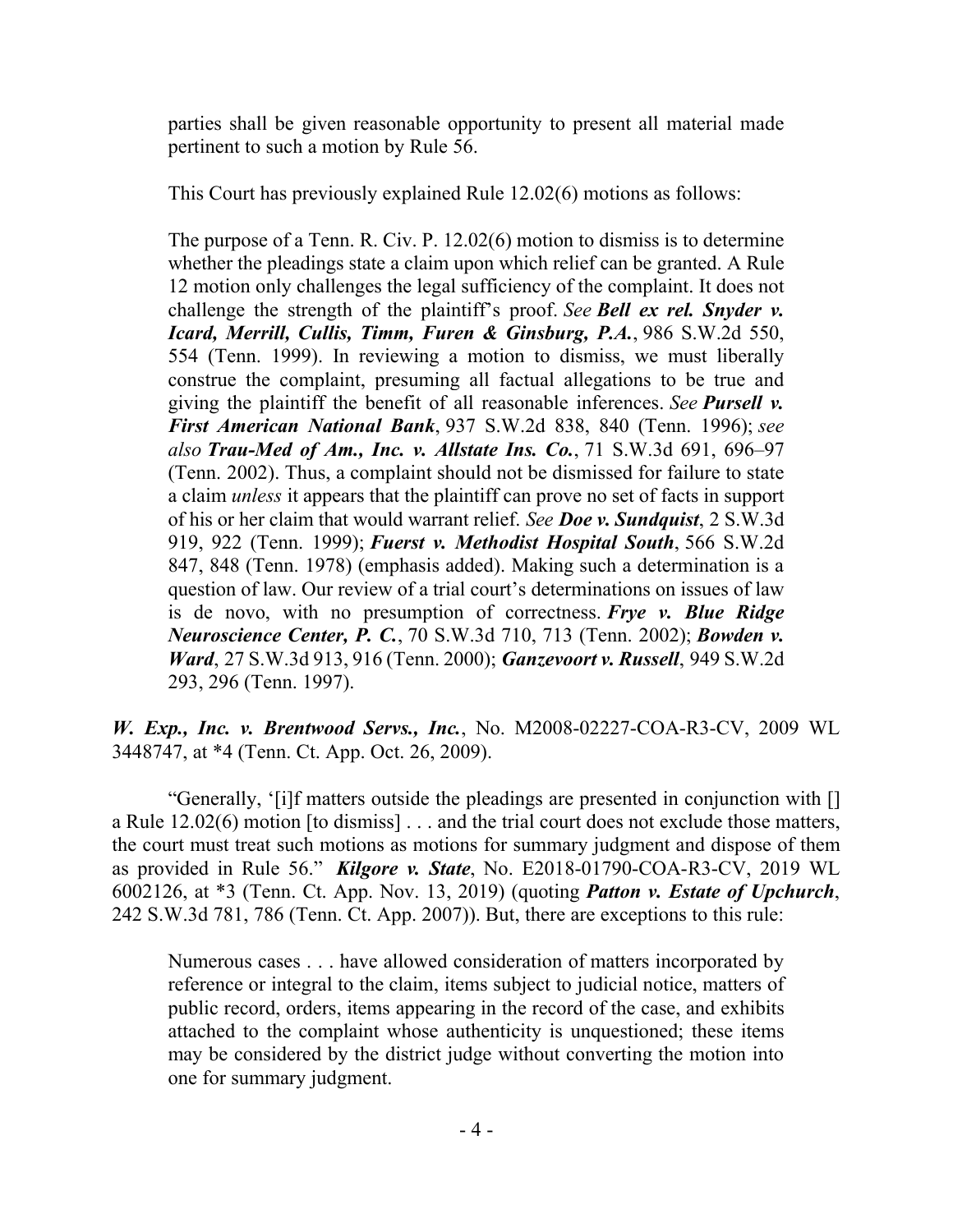parties shall be given reasonable opportunity to present all material made pertinent to such a motion by Rule 56.

This Court has previously explained Rule 12.02(6) motions as follows:

> The purpose of a Tenn. R. Civ. P. 12.02(6) motion to dismiss is to determine whether the pleadings state a claim upon which relief can be granted. A Rule 12 motion only challenges the legal sufficiency of the complaint. It does not challenge the strength of the plaintiff's proof. *See* ***Bell ex rel. Snyder v. Icard, Merrill, Cullis, Timm, Furen & Ginsburg, P.A.***, 986 S.W.2d 550, 554 (Tenn. 1999). In reviewing a motion to dismiss, we must liberally construe the complaint, presuming all factual allegations to be true and giving the plaintiff the benefit of all reasonable inferences. *See* ***Pursell v. First American National Bank***, 937 S.W.2d 838, 840 (Tenn. 1996); *see also* ***Trau-Med of Am., Inc. v. Allstate Ins. Co.***, 71 S.W.3d 691, 696–97 (Tenn. 2002). Thus, a complaint should not be dismissed for failure to state a claim *unless* it appears that the plaintiff can prove no set of facts in support of his or her claim that would warrant relief. *See* ***Doe v. Sundquist***, 2 S.W.3d 919, 922 (Tenn. 1999); ***Fuerst v. Methodist Hospital South***, 566 S.W.2d 847, 848 (Tenn. 1978) (emphasis added). Making such a determination is a question of law. Our review of a trial court's determinations on issues of law is de novo, with no presumption of correctness. ***Frye v. Blue Ridge Neuroscience Center, P. C.***, 70 S.W.3d 710, 713 (Tenn. 2002); ***Bowden v. Ward***, 27 S.W.3d 913, 916 (Tenn. 2000); ***Ganzevoort v. Russell***, 949 S.W.2d 293, 296 (Tenn. 1997).

***W. Exp., Inc. v. Brentwood Servs., Inc.***, No. M2008-02227-COA-R3-CV, 2009 WL 3448747, at *4 (Tenn. Ct. App. Oct. 26, 2009).

"Generally, '[i]f matters outside the pleadings are presented in conjunction with [] a Rule 12.02(6) motion [to dismiss] . . . and the trial court does not exclude those matters, the court must treat such motions as motions for summary judgment and dispose of them as provided in Rule 56." ***Kilgore v. State***, No. E2018-01790-COA-R3-CV, 2019 WL 6002126, at *3 (Tenn. Ct. App. Nov. 13, 2019) (quoting ***Patton v. Estate of Upchurch***, 242 S.W.3d 781, 786 (Tenn. Ct. App. 2007)). But, there are exceptions to this rule:

> Numerous cases . . . have allowed consideration of matters incorporated by reference or integral to the claim, items subject to judicial notice, matters of public record, orders, items appearing in the record of the case, and exhibits attached to the complaint whose authenticity is unquestioned; these items may be considered by the district judge without converting the motion into one for summary judgment.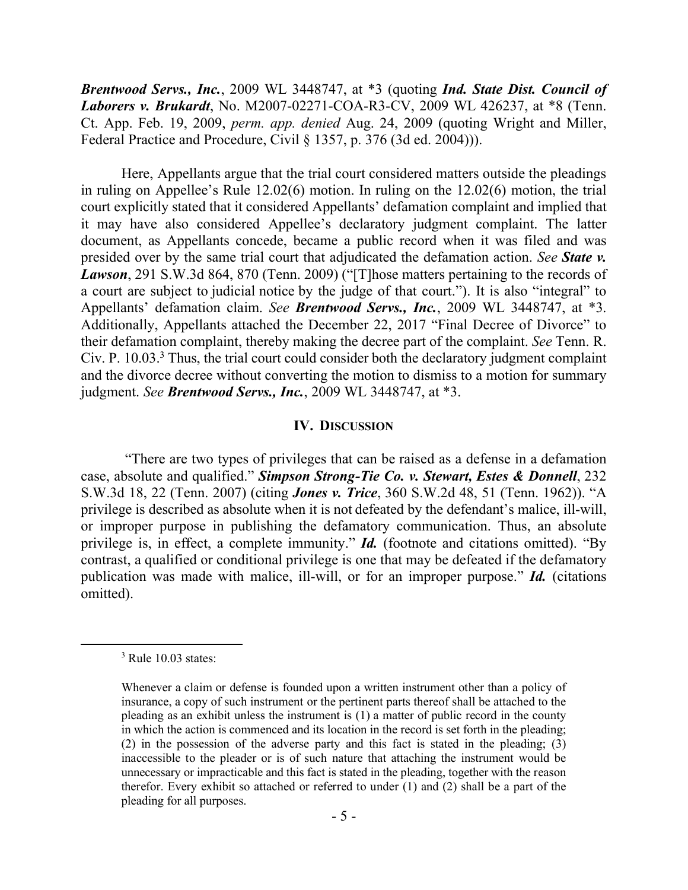***Brentwood Servs., Inc.***, 2009 WL 3448747, at *3 (quoting ***Ind. State Dist. Council of Laborers v. Brukardt***, No. M2007-02271-COA-R3-CV, 2009 WL 426237, at *8 (Tenn. Ct. App. Feb. 19, 2009, *perm. app. denied* Aug. 24, 2009 (quoting Wright and Miller, Federal Practice and Procedure, Civil § 1357, p. 376 (3d ed. 2004))).

Here, Appellants argue that the trial court considered matters outside the pleadings in ruling on Appellee's Rule 12.02(6) motion. In ruling on the 12.02(6) motion, the trial court explicitly stated that it considered Appellants' defamation complaint and implied that it may have also considered Appellee's declaratory judgment complaint. The latter document, as Appellants concede, became a public record when it was filed and was presided over by the same trial court that adjudicated the defamation action. *See* ***State v. Lawson***, 291 S.W.3d 864, 870 (Tenn. 2009) ("[T]hose matters pertaining to the records of a court are subject to judicial notice by the judge of that court."). It is also "integral" to Appellants' defamation claim. *See* ***Brentwood Servs., Inc.***, 2009 WL 3448747, at *3. Additionally, Appellants attached the December 22, 2017 "Final Decree of Divorce" to their defamation complaint, thereby making the decree part of the complaint. *See* Tenn. R. Civ. P. 10.03.[3] Thus, the trial court could consider both the declaratory judgment complaint and the divorce decree without converting the motion to dismiss to a motion for summary judgment. *See* ***Brentwood Servs., Inc.***, 2009 WL 3448747, at *3.

## IV. DISCUSSION

"There are two types of privileges that can be raised as a defense in a defamation case, absolute and qualified." ***Simpson Strong-Tie Co. v. Stewart, Estes & Donnell***, 232 S.W.3d 18, 22 (Tenn. 2007) (citing ***Jones v. Trice***, 360 S.W.2d 48, 51 (Tenn. 1962)). "A privilege is described as absolute when it is not defeated by the defendant's malice, ill-will, or improper purpose in publishing the defamatory communication. Thus, an absolute privilege is, in effect, a complete immunity." ***Id.*** (footnote and citations omitted). "By contrast, a qualified or conditional privilege is one that may be defeated if the defamatory publication was made with malice, ill-will, or for an improper purpose." ***Id.*** (citations omitted).

---

[3] Rule 10.03 states:

> Whenever a claim or defense is founded upon a written instrument other than a policy of insurance, a copy of such instrument or the pertinent parts thereof shall be attached to the pleading as an exhibit unless the instrument is (1) a matter of public record in the county in which the action is commenced and its location in the record is set forth in the pleading; (2) in the possession of the adverse party and this fact is stated in the pleading; (3) inaccessible to the pleader or is of such nature that attaching the instrument would be unnecessary or impracticable and this fact is stated in the pleading, together with the reason therefor. Every exhibit so attached or referred to under (1) and (2) shall be a part of the pleading for all purposes.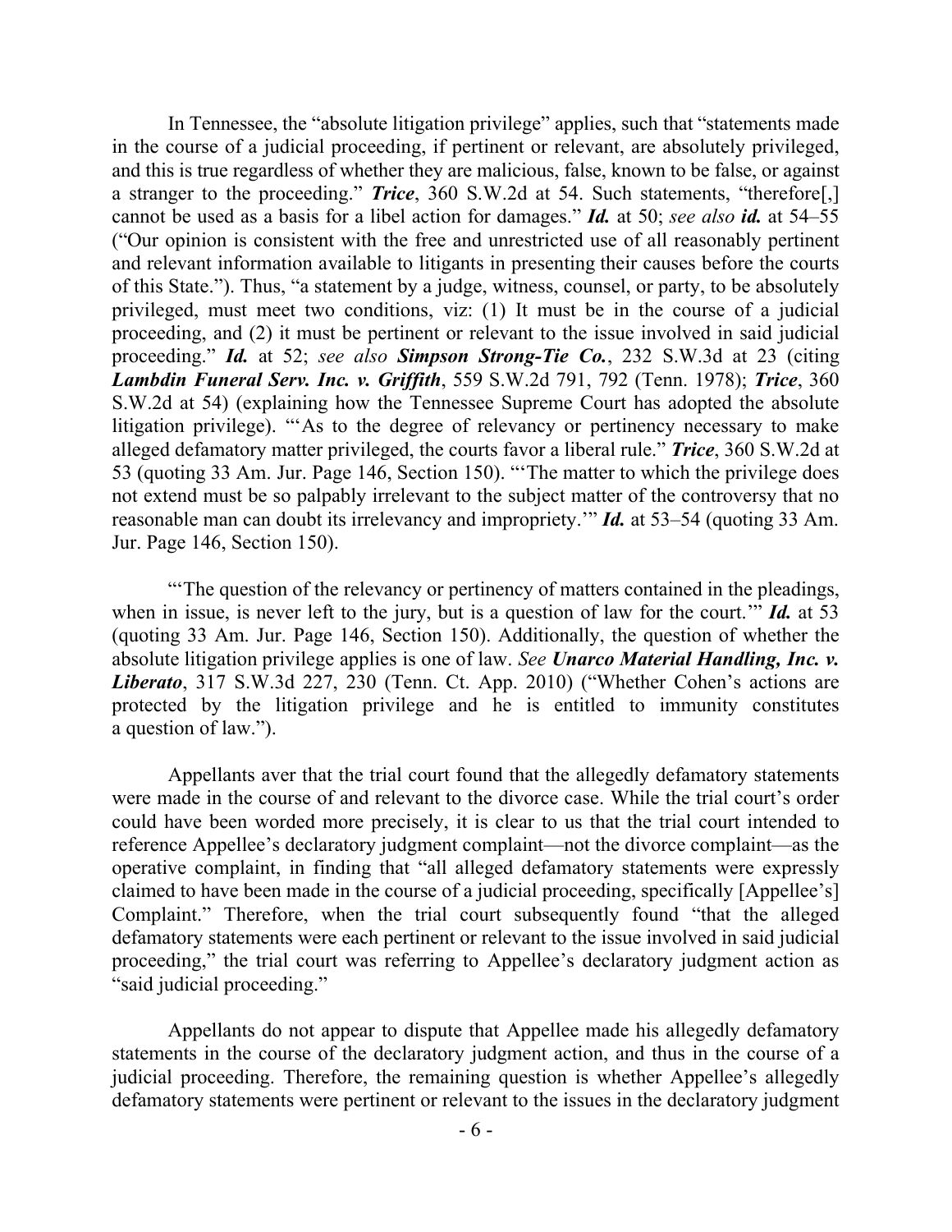In Tennessee, the "absolute litigation privilege" applies, such that "statements made in the course of a judicial proceeding, if pertinent or relevant, are absolutely privileged, and this is true regardless of whether they are malicious, false, known to be false, or against a stranger to the proceeding." ***Trice***, 360 S.W.2d at 54. Such statements, "therefore[,] cannot be used as a basis for a libel action for damages." ***Id.*** at 50; *see also* ***id.*** at 54–55 ("Our opinion is consistent with the free and unrestricted use of all reasonably pertinent and relevant information available to litigants in presenting their causes before the courts of this State."). Thus, "a statement by a judge, witness, counsel, or party, to be absolutely privileged, must meet two conditions, viz: (1) It must be in the course of a judicial proceeding, and (2) it must be pertinent or relevant to the issue involved in said judicial proceeding." ***Id.*** at 52; *see also* ***Simpson Strong-Tie Co.***, 232 S.W.3d at 23 (citing ***Lambdin Funeral Serv. Inc. v. Griffith***, 559 S.W.2d 791, 792 (Tenn. 1978); ***Trice***, 360 S.W.2d at 54) (explaining how the Tennessee Supreme Court has adopted the absolute litigation privilege). "'As to the degree of relevancy or pertinency necessary to make alleged defamatory matter privileged, the courts favor a liberal rule." ***Trice***, 360 S.W.2d at 53 (quoting 33 Am. Jur. Page 146, Section 150). "'The matter to which the privilege does not extend must be so palpably irrelevant to the subject matter of the controversy that no reasonable man can doubt its irrelevancy and impropriety.'" ***Id.*** at 53–54 (quoting 33 Am. Jur. Page 146, Section 150).

"'The question of the relevancy or pertinency of matters contained in the pleadings, when in issue, is never left to the jury, but is a question of law for the court.'" ***Id.*** at 53 (quoting 33 Am. Jur. Page 146, Section 150). Additionally, the question of whether the absolute litigation privilege applies is one of law. *See* ***Unarco Material Handling, Inc. v. Liberato***, 317 S.W.3d 227, 230 (Tenn. Ct. App. 2010) ("Whether Cohen's actions are protected by the litigation privilege and he is entitled to immunity constitutes a question of law.").

Appellants aver that the trial court found that the allegedly defamatory statements were made in the course of and relevant to the divorce case. While the trial court's order could have been worded more precisely, it is clear to us that the trial court intended to reference Appellee's declaratory judgment complaint—not the divorce complaint—as the operative complaint, in finding that "all alleged defamatory statements were expressly claimed to have been made in the course of a judicial proceeding, specifically [Appellee's] Complaint." Therefore, when the trial court subsequently found "that the alleged defamatory statements were each pertinent or relevant to the issue involved in said judicial proceeding," the trial court was referring to Appellee's declaratory judgment action as "said judicial proceeding."

Appellants do not appear to dispute that Appellee made his allegedly defamatory statements in the course of the declaratory judgment action, and thus in the course of a judicial proceeding. Therefore, the remaining question is whether Appellee's allegedly defamatory statements were pertinent or relevant to the issues in the declaratory judgment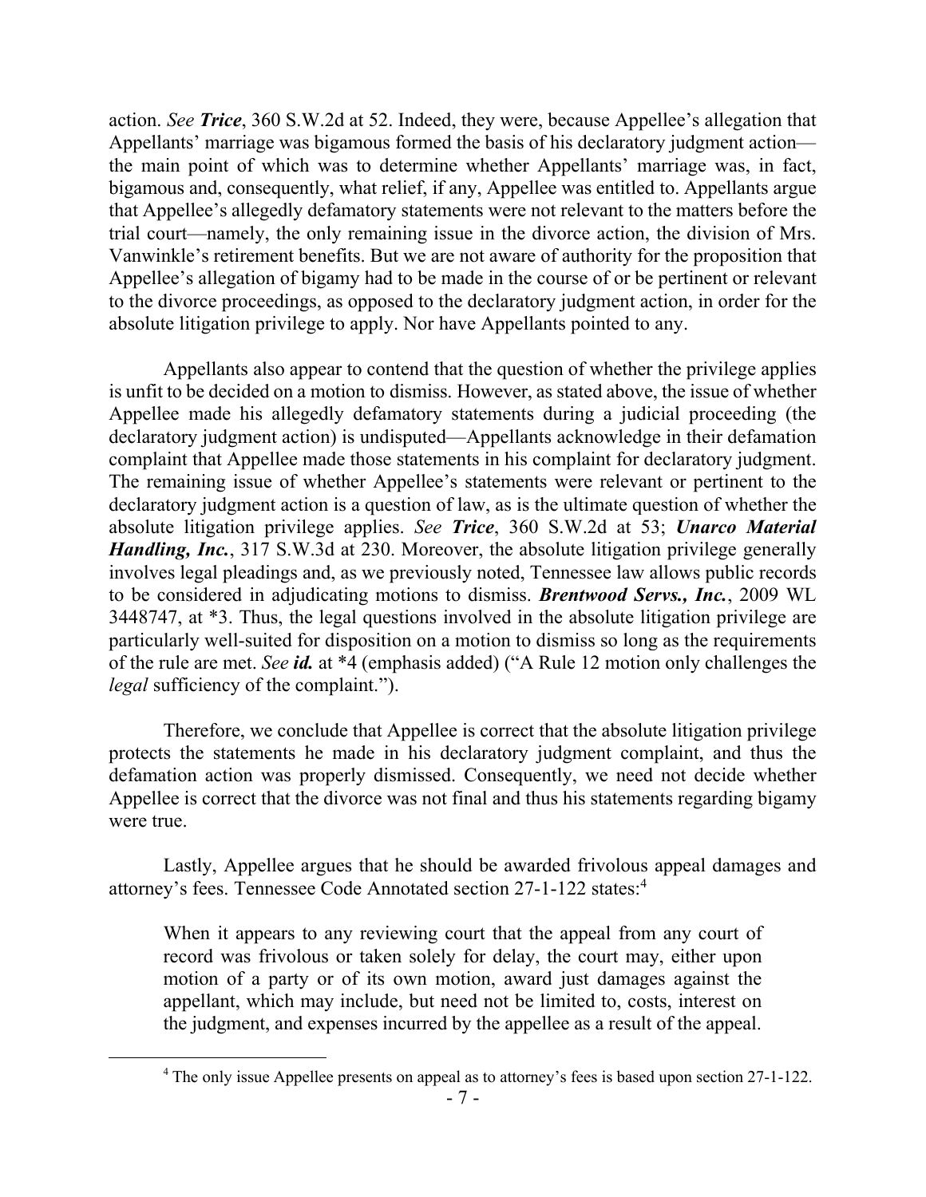action. *See* ***Trice***, 360 S.W.2d at 52. Indeed, they were, because Appellee's allegation that Appellants' marriage was bigamous formed the basis of his declaratory judgment action—the main point of which was to determine whether Appellants' marriage was, in fact, bigamous and, consequently, what relief, if any, Appellee was entitled to. Appellants argue that Appellee's allegedly defamatory statements were not relevant to the matters before the trial court—namely, the only remaining issue in the divorce action, the division of Mrs. Vanwinkle's retirement benefits. But we are not aware of authority for the proposition that Appellee's allegation of bigamy had to be made in the course of or be pertinent or relevant to the divorce proceedings, as opposed to the declaratory judgment action, in order for the absolute litigation privilege to apply. Nor have Appellants pointed to any.

Appellants also appear to contend that the question of whether the privilege applies is unfit to be decided on a motion to dismiss. However, as stated above, the issue of whether Appellee made his allegedly defamatory statements during a judicial proceeding (the declaratory judgment action) is undisputed—Appellants acknowledge in their defamation complaint that Appellee made those statements in his complaint for declaratory judgment. The remaining issue of whether Appellee's statements were relevant or pertinent to the declaratory judgment action is a question of law, as is the ultimate question of whether the absolute litigation privilege applies. *See* ***Trice***, 360 S.W.2d at 53; ***Unarco Material Handling, Inc.***, 317 S.W.3d at 230. Moreover, the absolute litigation privilege generally involves legal pleadings and, as we previously noted, Tennessee law allows public records to be considered in adjudicating motions to dismiss. ***Brentwood Servs., Inc.***, 2009 WL 3448747, at *3. Thus, the legal questions involved in the absolute litigation privilege are particularly well-suited for disposition on a motion to dismiss so long as the requirements of the rule are met. *See* ***id.*** at *4 (emphasis added) ("A Rule 12 motion only challenges the *legal* sufficiency of the complaint.").

Therefore, we conclude that Appellee is correct that the absolute litigation privilege protects the statements he made in his declaratory judgment complaint, and thus the defamation action was properly dismissed. Consequently, we need not decide whether Appellee is correct that the divorce was not final and thus his statements regarding bigamy were true.

Lastly, Appellee argues that he should be awarded frivolous appeal damages and attorney's fees. Tennessee Code Annotated section 27-1-122 states:[4]

> When it appears to any reviewing court that the appeal from any court of record was frivolous or taken solely for delay, the court may, either upon motion of a party or of its own motion, award just damages against the appellant, which may include, but need not be limited to, costs, interest on the judgment, and expenses incurred by the appellee as a result of the appeal.

[4] The only issue Appellee presents on appeal as to attorney's fees is based upon section 27-1-122.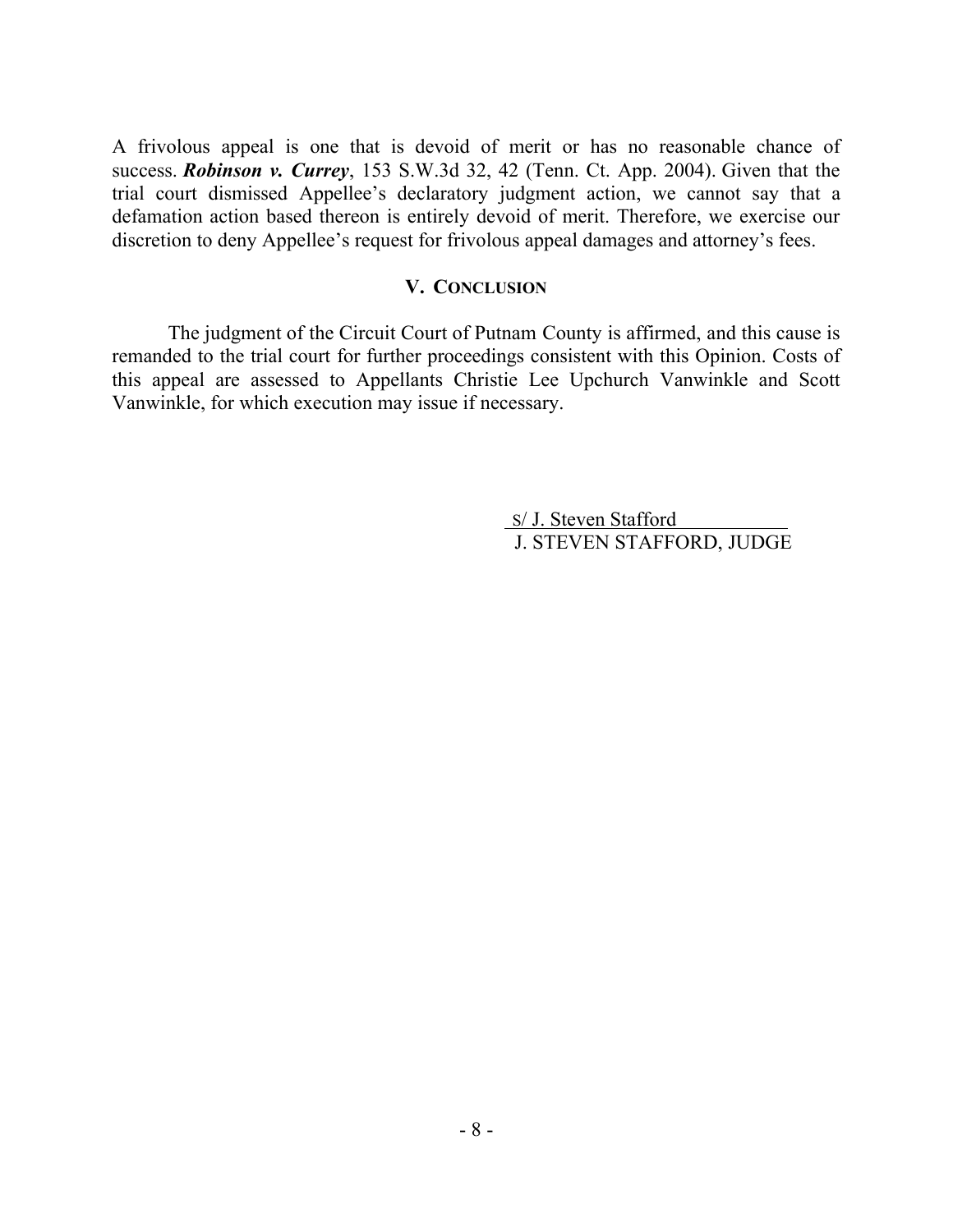A frivolous appeal is one that is devoid of merit or has no reasonable chance of success. ***Robinson v. Currey***, 153 S.W.3d 32, 42 (Tenn. Ct. App. 2004). Given that the trial court dismissed Appellee's declaratory judgment action, we cannot say that a defamation action based thereon is entirely devoid of merit. Therefore, we exercise our discretion to deny Appellee's request for frivolous appeal damages and attorney's fees.

## V. CONCLUSION

The judgment of the Circuit Court of Putnam County is affirmed, and this cause is remanded to the trial court for further proceedings consistent with this Opinion. Costs of this appeal are assessed to Appellants Christie Lee Upchurch Vanwinkle and Scott Vanwinkle, for which execution may issue if necessary.

S/ J. Steven Stafford
J. STEVEN STAFFORD, JUDGE